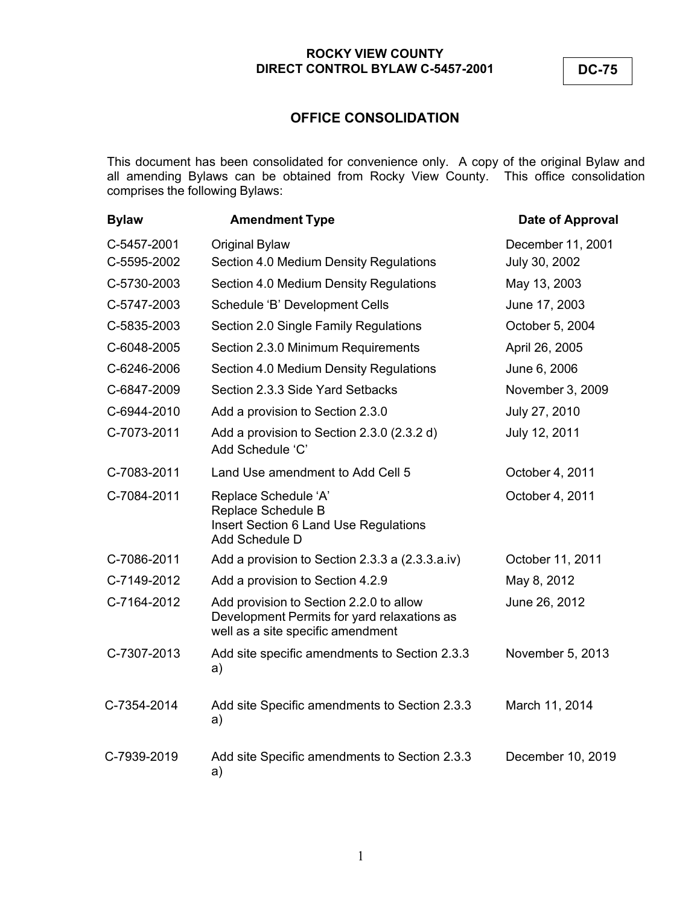**ROCKY VIEW COUNTY**
**DIRECT CONTROL BYLAW C-5457-2001**

**DC-75**

## OFFICE CONSOLIDATION

This document has been consolidated for convenience only. A copy of the original Bylaw and all amending Bylaws can be obtained from Rocky View County. This office consolidation comprises the following Bylaws:

| Bylaw | Amendment Type | Date of Approval |
|---|---|---|
| C-5457-2001 | Original Bylaw | December 11, 2001 |
| C-5595-2002 | Section 4.0 Medium Density Regulations | July 30, 2002 |
| C-5730-2003 | Section 4.0 Medium Density Regulations | May 13, 2003 |
| C-5747-2003 | Schedule 'B' Development Cells | June 17, 2003 |
| C-5835-2003 | Section 2.0 Single Family Regulations | October 5, 2004 |
| C-6048-2005 | Section 2.3.0 Minimum Requirements | April 26, 2005 |
| C-6246-2006 | Section 4.0 Medium Density Regulations | June 6, 2006 |
| C-6847-2009 | Section 2.3.3 Side Yard Setbacks | November 3, 2009 |
| C-6944-2010 | Add a provision to Section 2.3.0 | July 27, 2010 |
| C-7073-2011 | Add a provision to Section 2.3.0 (2.3.2 d) Add Schedule 'C' | July 12, 2011 |
| C-7083-2011 | Land Use amendment to Add Cell 5 | October 4, 2011 |
| C-7084-2011 | Replace Schedule 'A' Replace Schedule B Insert Section 6 Land Use Regulations Add Schedule D | October 4, 2011 |
| C-7086-2011 | Add a provision to Section 2.3.3 a (2.3.3.a.iv) | October 11, 2011 |
| C-7149-2012 | Add a provision to Section 4.2.9 | May 8, 2012 |
| C-7164-2012 | Add provision to Section 2.2.0 to allow Development Permits for yard relaxations as well as a site specific amendment | June 26, 2012 |
| C-7307-2013 | Add site specific amendments to Section 2.3.3 a) | November 5, 2013 |
| C-7354-2014 | Add site Specific amendments to Section 2.3.3 a) | March 11, 2014 |
| C-7939-2019 | Add site Specific amendments to Section 2.3.3 a) | December 10, 2019 |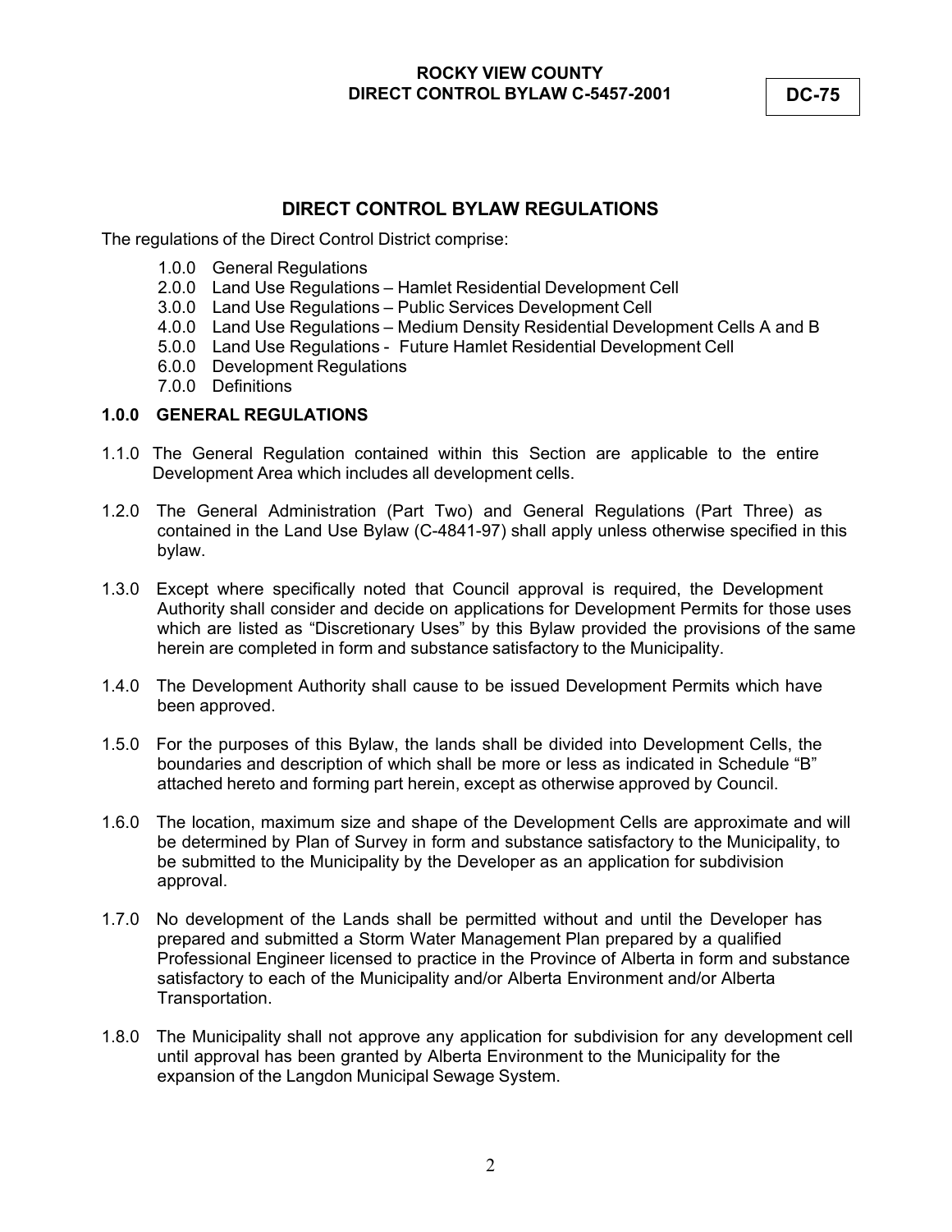## DIRECT CONTROL BYLAW REGULATIONS

The regulations of the Direct Control District comprise:

- 1.0.0 General Regulations
- 2.0.0 Land Use Regulations – Hamlet Residential Development Cell
- 3.0.0 Land Use Regulations – Public Services Development Cell
- 4.0.0 Land Use Regulations – Medium Density Residential Development Cells A and B
- 5.0.0 Land Use Regulations - Future Hamlet Residential Development Cell
- 6.0.0 Development Regulations
- 7.0.0 Definitions

### 1.0.0 GENERAL REGULATIONS

1.1.0 The General Regulation contained within this Section are applicable to the entire Development Area which includes all development cells.

1.2.0 The General Administration (Part Two) and General Regulations (Part Three) as contained in the Land Use Bylaw (C-4841-97) shall apply unless otherwise specified in this bylaw.

1.3.0 Except where specifically noted that Council approval is required, the Development Authority shall consider and decide on applications for Development Permits for those uses which are listed as "Discretionary Uses" by this Bylaw provided the provisions of the same herein are completed in form and substance satisfactory to the Municipality.

1.4.0 The Development Authority shall cause to be issued Development Permits which have been approved.

1.5.0 For the purposes of this Bylaw, the lands shall be divided into Development Cells, the boundaries and description of which shall be more or less as indicated in Schedule "B" attached hereto and forming part herein, except as otherwise approved by Council.

1.6.0 The location, maximum size and shape of the Development Cells are approximate and will be determined by Plan of Survey in form and substance satisfactory to the Municipality, to be submitted to the Municipality by the Developer as an application for subdivision approval.

1.7.0 No development of the Lands shall be permitted without and until the Developer has prepared and submitted a Storm Water Management Plan prepared by a qualified Professional Engineer licensed to practice in the Province of Alberta in form and substance satisfactory to each of the Municipality and/or Alberta Environment and/or Alberta Transportation.

1.8.0 The Municipality shall not approve any application for subdivision for any development cell until approval has been granted by Alberta Environment to the Municipality for the expansion of the Langdon Municipal Sewage System.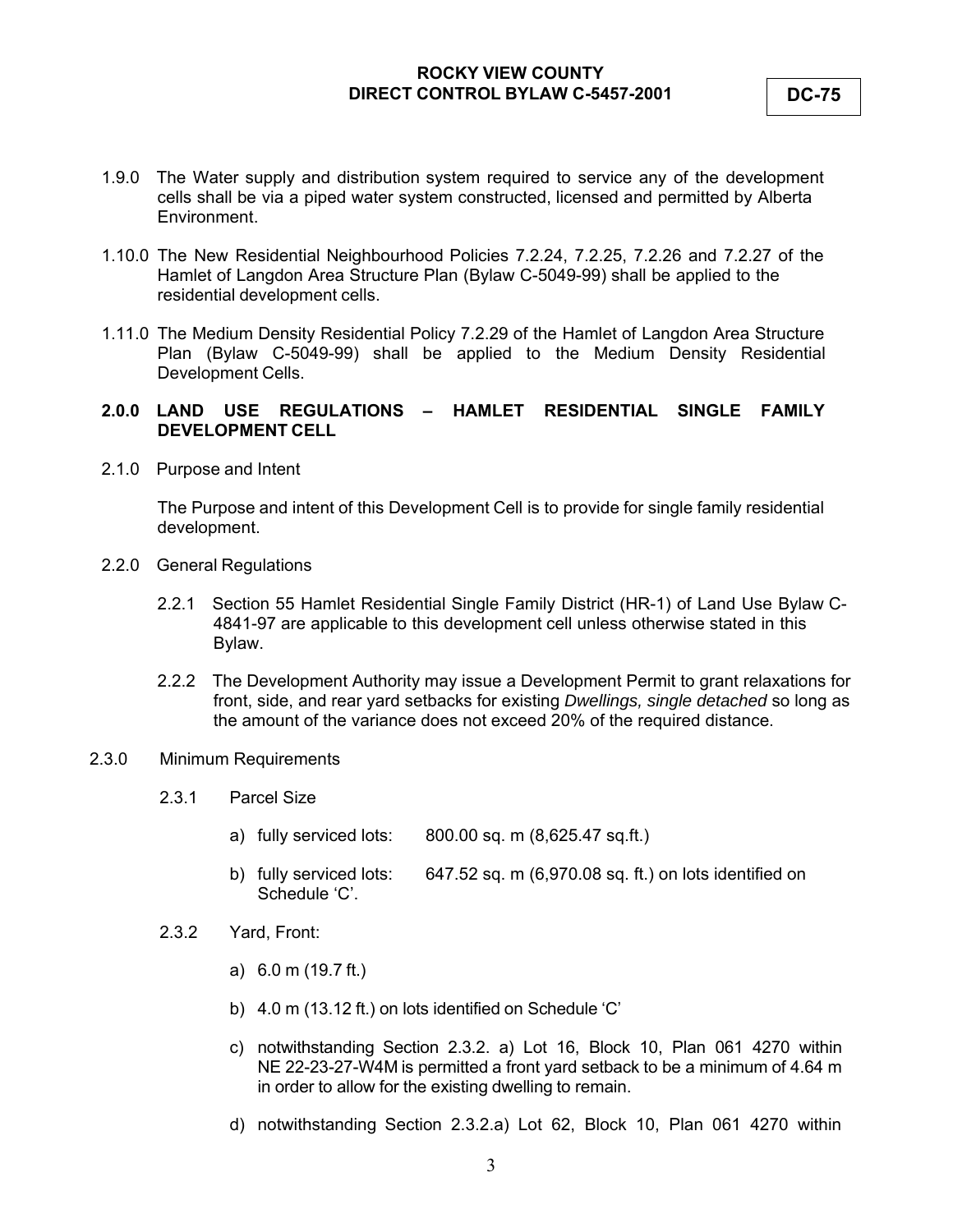1.9.0 The Water supply and distribution system required to service any of the development cells shall be via a piped water system constructed, licensed and permitted by Alberta Environment.

1.10.0 The New Residential Neighbourhood Policies 7.2.24, 7.2.25, 7.2.26 and 7.2.27 of the Hamlet of Langdon Area Structure Plan (Bylaw C-5049-99) shall be applied to the residential development cells.

1.11.0 The Medium Density Residential Policy 7.2.29 of the Hamlet of Langdon Area Structure Plan (Bylaw C-5049-99) shall be applied to the Medium Density Residential Development Cells.

## 2.0.0 LAND USE REGULATIONS – HAMLET RESIDENTIAL SINGLE FAMILY DEVELOPMENT CELL

2.1.0 Purpose and Intent

The Purpose and intent of this Development Cell is to provide for single family residential development.

2.2.0 General Regulations

2.2.1 Section 55 Hamlet Residential Single Family District (HR-1) of Land Use Bylaw C-4841-97 are applicable to this development cell unless otherwise stated in this Bylaw.

2.2.2 The Development Authority may issue a Development Permit to grant relaxations for front, side, and rear yard setbacks for existing *Dwellings, single detached* so long as the amount of the variance does not exceed 20% of the required distance.

2.3.0 Minimum Requirements

2.3.1 Parcel Size

a) fully serviced lots: 800.00 sq. m (8,625.47 sq.ft.)

b) fully serviced lots: 647.52 sq. m (6,970.08 sq. ft.) on lots identified on Schedule 'C'.

2.3.2 Yard, Front:

a) 6.0 m (19.7 ft.)

b) 4.0 m (13.12 ft.) on lots identified on Schedule 'C'

c) notwithstanding Section 2.3.2. a) Lot 16, Block 10, Plan 061 4270 within NE 22-23-27-W4M is permitted a front yard setback to be a minimum of 4.64 m in order to allow for the existing dwelling to remain.

d) notwithstanding Section 2.3.2.a) Lot 62, Block 10, Plan 061 4270 within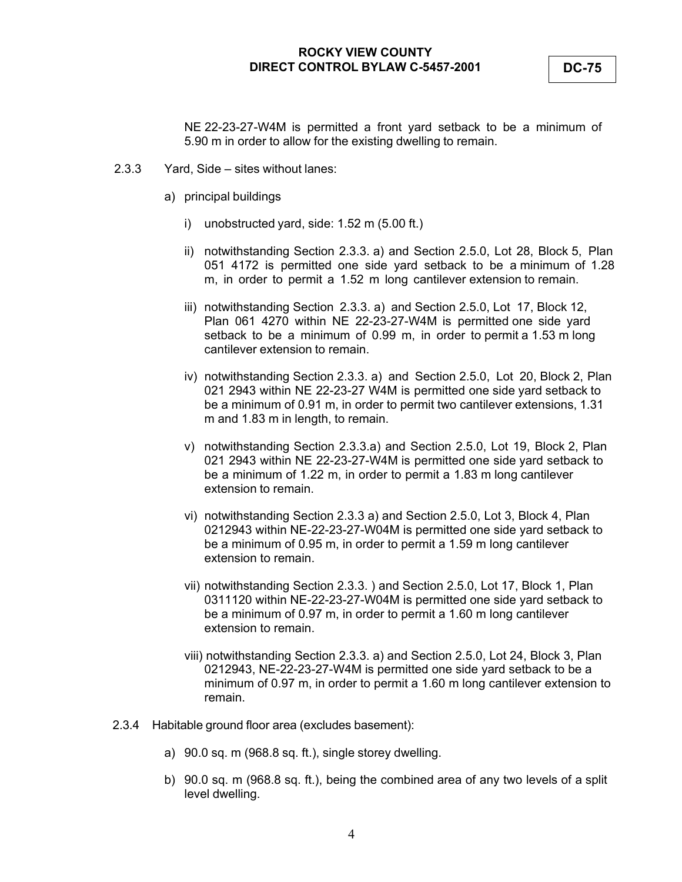NE 22-23-27-W4M is permitted a front yard setback to be a minimum of 5.90 m in order to allow for the existing dwelling to remain.

2.3.3 Yard, Side – sites without lanes:

a) principal buildings

i) unobstructed yard, side: 1.52 m (5.00 ft.)

ii) notwithstanding Section 2.3.3. a) and Section 2.5.0, Lot 28, Block 5, Plan 051 4172 is permitted one side yard setback to be a minimum of 1.28 m, in order to permit a 1.52 m long cantilever extension to remain.

iii) notwithstanding Section 2.3.3. a) and Section 2.5.0, Lot 17, Block 12, Plan 061 4270 within NE 22-23-27-W4M is permitted one side yard setback to be a minimum of 0.99 m, in order to permit a 1.53 m long cantilever extension to remain.

iv) notwithstanding Section 2.3.3. a) and Section 2.5.0, Lot 20, Block 2, Plan 021 2943 within NE 22-23-27 W4M is permitted one side yard setback to be a minimum of 0.91 m, in order to permit two cantilever extensions, 1.31 m and 1.83 m in length, to remain.

v) notwithstanding Section 2.3.3.a) and Section 2.5.0, Lot 19, Block 2, Plan 021 2943 within NE 22-23-27-W4M is permitted one side yard setback to be a minimum of 1.22 m, in order to permit a 1.83 m long cantilever extension to remain.

vi) notwithstanding Section 2.3.3 a) and Section 2.5.0, Lot 3, Block 4, Plan 0212943 within NE-22-23-27-W04M is permitted one side yard setback to be a minimum of 0.95 m, in order to permit a 1.59 m long cantilever extension to remain.

vii) notwithstanding Section 2.3.3. ) and Section 2.5.0, Lot 17, Block 1, Plan 0311120 within NE-22-23-27-W04M is permitted one side yard setback to be a minimum of 0.97 m, in order to permit a 1.60 m long cantilever extension to remain.

viii) notwithstanding Section 2.3.3. a) and Section 2.5.0, Lot 24, Block 3, Plan 0212943, NE-22-23-27-W4M is permitted one side yard setback to be a minimum of 0.97 m, in order to permit a 1.60 m long cantilever extension to remain.

2.3.4 Habitable ground floor area (excludes basement):

a) 90.0 sq. m (968.8 sq. ft.), single storey dwelling.

b) 90.0 sq. m (968.8 sq. ft.), being the combined area of any two levels of a split level dwelling.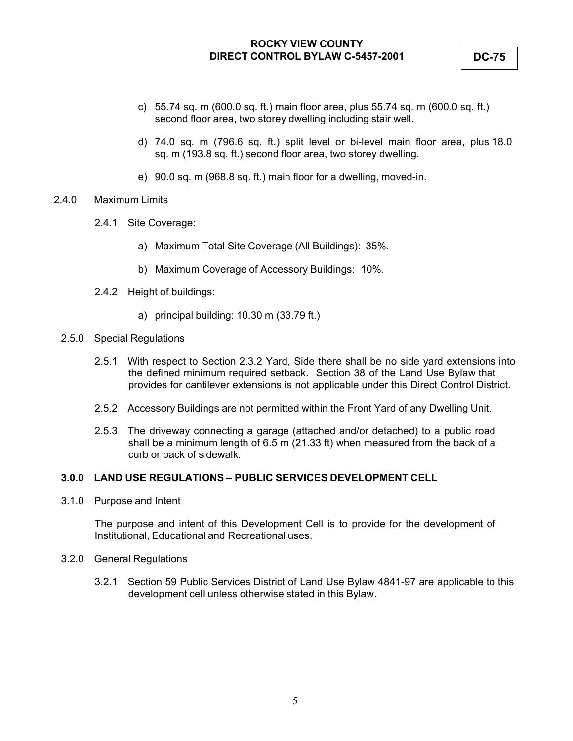c) 55.74 sq. m (600.0 sq. ft.) main floor area, plus 55.74 sq. m (600.0 sq. ft.) second floor area, two storey dwelling including stair well.

d) 74.0 sq. m (796.6 sq. ft.) split level or bi-level main floor area, plus 18.0 sq. m (193.8 sq. ft.) second floor area, two storey dwelling.

e) 90.0 sq. m (968.8 sq. ft.) main floor for a dwelling, moved-in.

2.4.0 Maximum Limits

2.4.1 Site Coverage:

a) Maximum Total Site Coverage (All Buildings): 35%.

b) Maximum Coverage of Accessory Buildings: 10%.

2.4.2 Height of buildings:

a) principal building: 10.30 m (33.79 ft.)

2.5.0 Special Regulations

2.5.1 With respect to Section 2.3.2 Yard, Side there shall be no side yard extensions into the defined minimum required setback. Section 38 of the Land Use Bylaw that provides for cantilever extensions is not applicable under this Direct Control District.

2.5.2 Accessory Buildings are not permitted within the Front Yard of any Dwelling Unit.

2.5.3 The driveway connecting a garage (attached and/or detached) to a public road shall be a minimum length of 6.5 m (21.33 ft) when measured from the back of a curb or back of sidewalk.

## 3.0.0 LAND USE REGULATIONS – PUBLIC SERVICES DEVELOPMENT CELL

3.1.0 Purpose and Intent

The purpose and intent of this Development Cell is to provide for the development of Institutional, Educational and Recreational uses.

3.2.0 General Regulations

3.2.1 Section 59 Public Services District of Land Use Bylaw 4841-97 are applicable to this development cell unless otherwise stated in this Bylaw.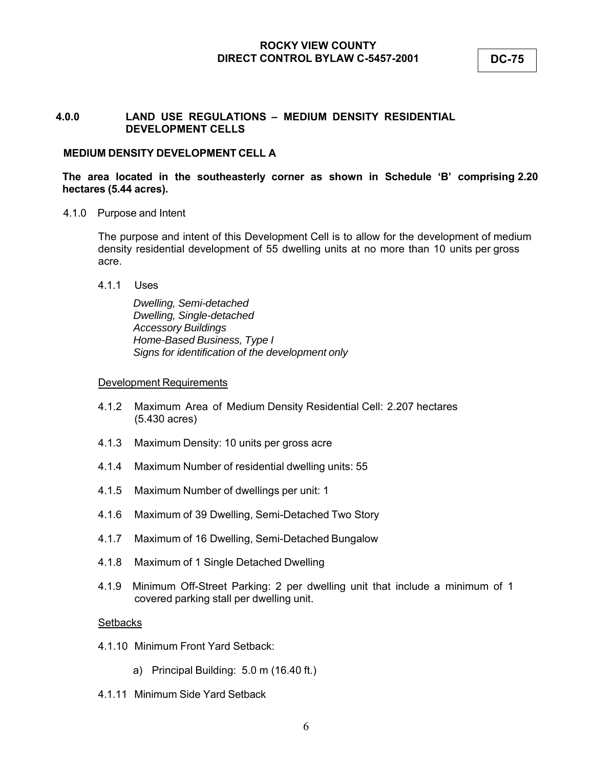## 4.0.0 LAND USE REGULATIONS – MEDIUM DENSITY RESIDENTIAL DEVELOPMENT CELLS

### MEDIUM DENSITY DEVELOPMENT CELL A

**The area located in the southeasterly corner as shown in Schedule 'B' comprising 2.20 hectares (5.44 acres).**

4.1.0 Purpose and Intent

The purpose and intent of this Development Cell is to allow for the development of medium density residential development of 55 dwelling units at no more than 10 units per gross acre.

4.1.1 Uses

*Dwelling, Semi-detached*
*Dwelling, Single-detached*
*Accessory Buildings*
*Home-Based Business, Type I*
*Signs for identification of the development only*

<u>Development Requirements</u>

4.1.2 Maximum Area of Medium Density Residential Cell: 2.207 hectares (5.430 acres)

4.1.3 Maximum Density: 10 units per gross acre

4.1.4 Maximum Number of residential dwelling units: 55

4.1.5 Maximum Number of dwellings per unit: 1

4.1.6 Maximum of 39 Dwelling, Semi-Detached Two Story

4.1.7 Maximum of 16 Dwelling, Semi-Detached Bungalow

4.1.8 Maximum of 1 Single Detached Dwelling

4.1.9 Minimum Off-Street Parking: 2 per dwelling unit that include a minimum of 1 covered parking stall per dwelling unit.

<u>Setbacks</u>

4.1.10 Minimum Front Yard Setback:

a) Principal Building: 5.0 m (16.40 ft.)

4.1.11 Minimum Side Yard Setback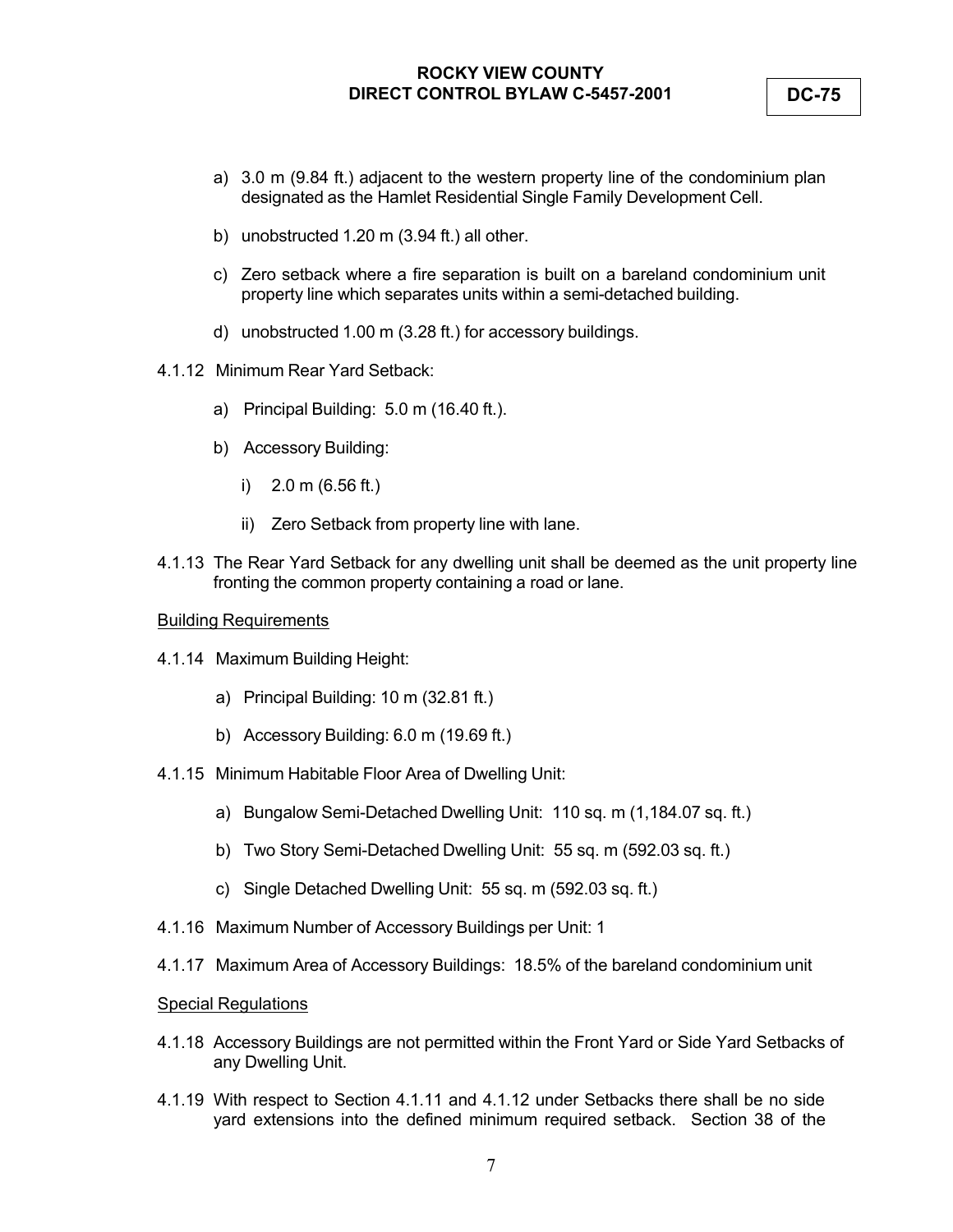a) 3.0 m (9.84 ft.) adjacent to the western property line of the condominium plan designated as the Hamlet Residential Single Family Development Cell.

b) unobstructed 1.20 m (3.94 ft.) all other.

c) Zero setback where a fire separation is built on a bareland condominium unit property line which separates units within a semi-detached building.

d) unobstructed 1.00 m (3.28 ft.) for accessory buildings.

4.1.12 Minimum Rear Yard Setback:

a) Principal Building: 5.0 m (16.40 ft.).

b) Accessory Building:

i) 2.0 m (6.56 ft.)

ii) Zero Setback from property line with lane.

4.1.13 The Rear Yard Setback for any dwelling unit shall be deemed as the unit property line fronting the common property containing a road or lane.

Building Requirements

4.1.14 Maximum Building Height:

a) Principal Building: 10 m (32.81 ft.)

b) Accessory Building: 6.0 m (19.69 ft.)

4.1.15 Minimum Habitable Floor Area of Dwelling Unit:

a) Bungalow Semi-Detached Dwelling Unit: 110 sq. m (1,184.07 sq. ft.)

b) Two Story Semi-Detached Dwelling Unit: 55 sq. m (592.03 sq. ft.)

c) Single Detached Dwelling Unit: 55 sq. m (592.03 sq. ft.)

4.1.16 Maximum Number of Accessory Buildings per Unit: 1

4.1.17 Maximum Area of Accessory Buildings: 18.5% of the bareland condominium unit

Special Regulations

4.1.18 Accessory Buildings are not permitted within the Front Yard or Side Yard Setbacks of any Dwelling Unit.

4.1.19 With respect to Section 4.1.11 and 4.1.12 under Setbacks there shall be no side yard extensions into the defined minimum required setback. Section 38 of the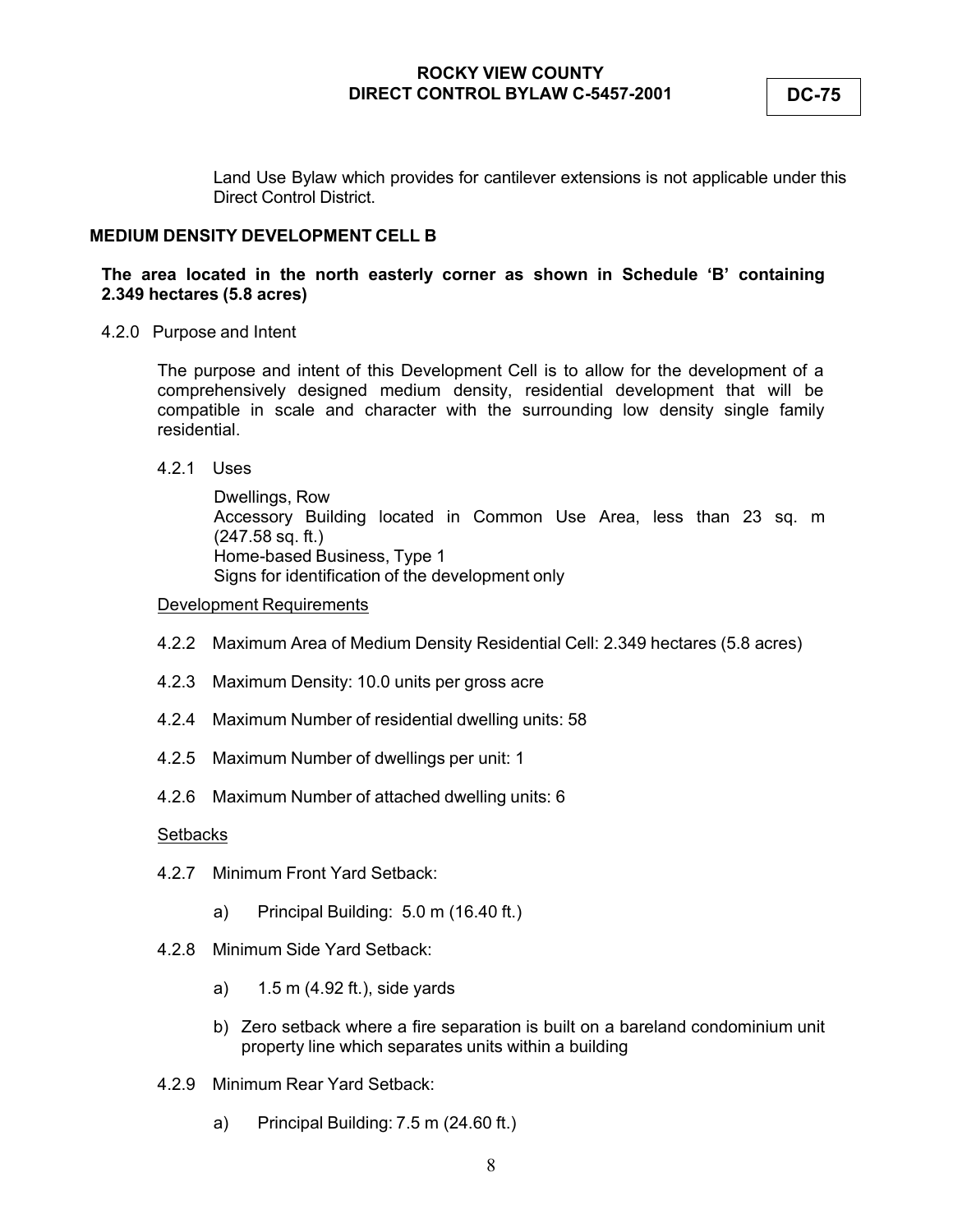Land Use Bylaw which provides for cantilever extensions is not applicable under this Direct Control District.

## MEDIUM DENSITY DEVELOPMENT CELL B

**The area located in the north easterly corner as shown in Schedule 'B' containing 2.349 hectares (5.8 acres)**

4.2.0 Purpose and Intent

The purpose and intent of this Development Cell is to allow for the development of a comprehensively designed medium density, residential development that will be compatible in scale and character with the surrounding low density single family residential.

4.2.1 Uses

Dwellings, Row
Accessory Building located in Common Use Area, less than 23 sq. m (247.58 sq. ft.)
Home-based Business, Type 1
Signs for identification of the development only

Development Requirements

4.2.2 Maximum Area of Medium Density Residential Cell: 2.349 hectares (5.8 acres)

4.2.3 Maximum Density: 10.0 units per gross acre

4.2.4 Maximum Number of residential dwelling units: 58

4.2.5 Maximum Number of dwellings per unit: 1

4.2.6 Maximum Number of attached dwelling units: 6

Setbacks

4.2.7 Minimum Front Yard Setback:

a) Principal Building: 5.0 m (16.40 ft.)

4.2.8 Minimum Side Yard Setback:

a) 1.5 m (4.92 ft.), side yards

b) Zero setback where a fire separation is built on a bareland condominium unit property line which separates units within a building

4.2.9 Minimum Rear Yard Setback:

a) Principal Building: 7.5 m (24.60 ft.)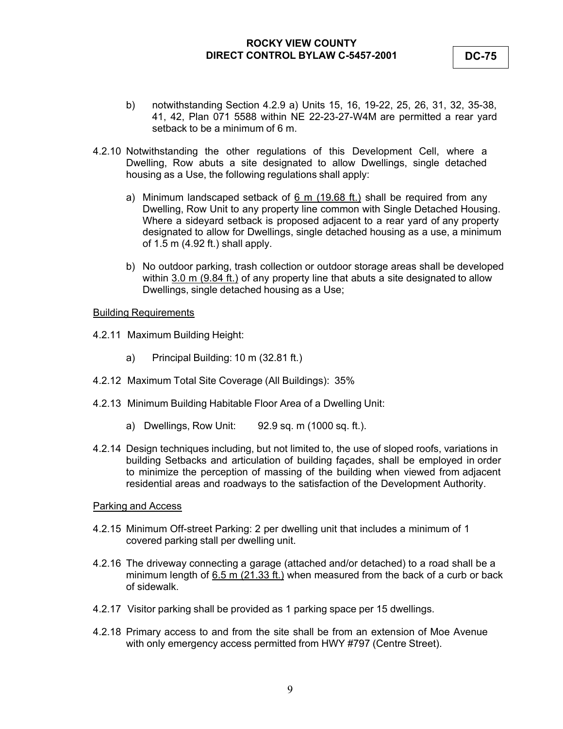b) notwithstanding Section 4.2.9 a) Units 15, 16, 19-22, 25, 26, 31, 32, 35-38, 41, 42, Plan 071 5588 within NE 22-23-27-W4M are permitted a rear yard setback to be a minimum of 6 m.

4.2.10 Notwithstanding the other regulations of this Development Cell, where a Dwelling, Row abuts a site designated to allow Dwellings, single detached housing as a Use, the following regulations shall apply:

a) Minimum landscaped setback of 6 m (19.68 ft.) shall be required from any Dwelling, Row Unit to any property line common with Single Detached Housing. Where a sideyard setback is proposed adjacent to a rear yard of any property designated to allow for Dwellings, single detached housing as a use, a minimum of 1.5 m (4.92 ft.) shall apply.

b) No outdoor parking, trash collection or outdoor storage areas shall be developed within 3.0 m (9.84 ft.) of any property line that abuts a site designated to allow Dwellings, single detached housing as a Use;

Building Requirements

4.2.11 Maximum Building Height:

a) Principal Building: 10 m (32.81 ft.)

4.2.12 Maximum Total Site Coverage (All Buildings): 35%

4.2.13 Minimum Building Habitable Floor Area of a Dwelling Unit:

a) Dwellings, Row Unit: 92.9 sq. m (1000 sq. ft.).

4.2.14 Design techniques including, but not limited to, the use of sloped roofs, variations in building Setbacks and articulation of building façades, shall be employed in order to minimize the perception of massing of the building when viewed from adjacent residential areas and roadways to the satisfaction of the Development Authority.

Parking and Access

4.2.15 Minimum Off-street Parking: 2 per dwelling unit that includes a minimum of 1 covered parking stall per dwelling unit.

4.2.16 The driveway connecting a garage (attached and/or detached) to a road shall be a minimum length of 6.5 m (21.33 ft.) when measured from the back of a curb or back of sidewalk.

4.2.17 Visitor parking shall be provided as 1 parking space per 15 dwellings.

4.2.18 Primary access to and from the site shall be from an extension of Moe Avenue with only emergency access permitted from HWY #797 (Centre Street).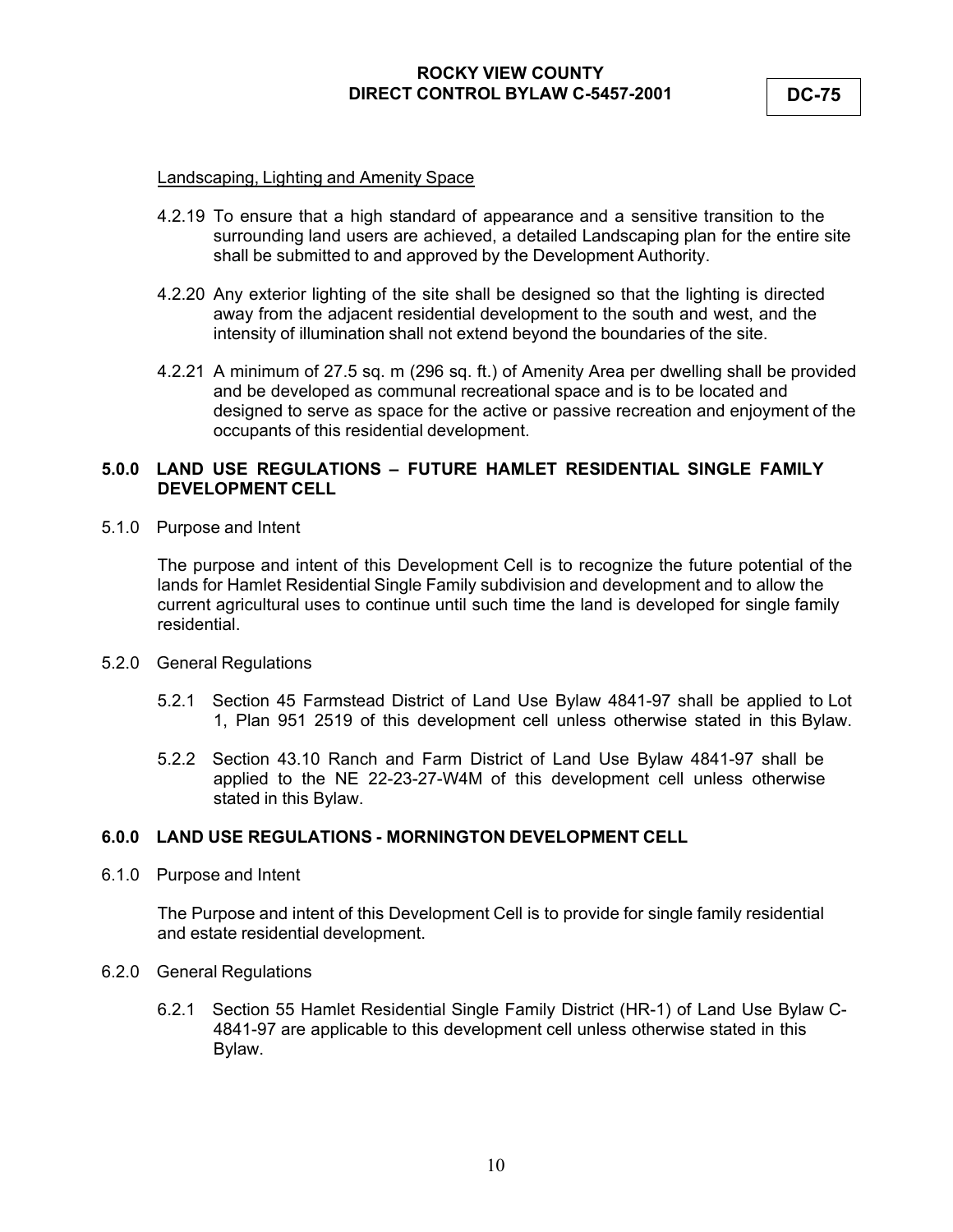Landscaping, Lighting and Amenity Space

4.2.19 To ensure that a high standard of appearance and a sensitive transition to the surrounding land users are achieved, a detailed Landscaping plan for the entire site shall be submitted to and approved by the Development Authority.

4.2.20 Any exterior lighting of the site shall be designed so that the lighting is directed away from the adjacent residential development to the south and west, and the intensity of illumination shall not extend beyond the boundaries of the site.

4.2.21 A minimum of 27.5 sq. m (296 sq. ft.) of Amenity Area per dwelling shall be provided and be developed as communal recreational space and is to be located and designed to serve as space for the active or passive recreation and enjoyment of the occupants of this residential development.

## 5.0.0 LAND USE REGULATIONS – FUTURE HAMLET RESIDENTIAL SINGLE FAMILY DEVELOPMENT CELL

5.1.0 Purpose and Intent

The purpose and intent of this Development Cell is to recognize the future potential of the lands for Hamlet Residential Single Family subdivision and development and to allow the current agricultural uses to continue until such time the land is developed for single family residential.

5.2.0 General Regulations

5.2.1 Section 45 Farmstead District of Land Use Bylaw 4841-97 shall be applied to Lot 1, Plan 951 2519 of this development cell unless otherwise stated in this Bylaw.

5.2.2 Section 43.10 Ranch and Farm District of Land Use Bylaw 4841-97 shall be applied to the NE 22-23-27-W4M of this development cell unless otherwise stated in this Bylaw.

## 6.0.0 LAND USE REGULATIONS - MORNINGTON DEVELOPMENT CELL

6.1.0 Purpose and Intent

The Purpose and intent of this Development Cell is to provide for single family residential and estate residential development.

6.2.0 General Regulations

6.2.1 Section 55 Hamlet Residential Single Family District (HR-1) of Land Use Bylaw C-4841-97 are applicable to this development cell unless otherwise stated in this Bylaw.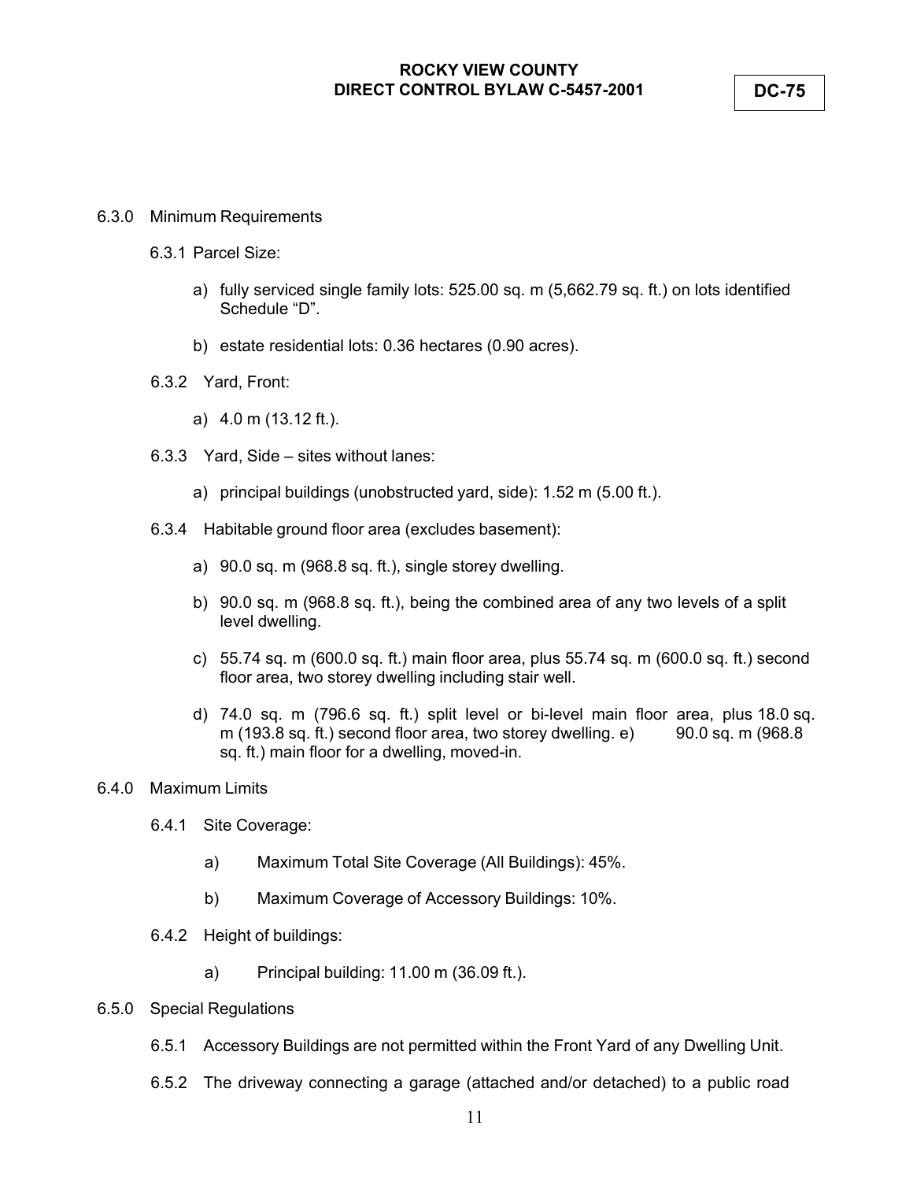6.3.0 Minimum Requirements

6.3.1 Parcel Size:

a) fully serviced single family lots: 525.00 sq. m (5,662.79 sq. ft.) on lots identified Schedule "D".

b) estate residential lots: 0.36 hectares (0.90 acres).

6.3.2 Yard, Front:

a) 4.0 m (13.12 ft.).

6.3.3 Yard, Side – sites without lanes:

a) principal buildings (unobstructed yard, side): 1.52 m (5.00 ft.).

6.3.4 Habitable ground floor area (excludes basement):

a) 90.0 sq. m (968.8 sq. ft.), single storey dwelling.

b) 90.0 sq. m (968.8 sq. ft.), being the combined area of any two levels of a split level dwelling.

c) 55.74 sq. m (600.0 sq. ft.) main floor area, plus 55.74 sq. m (600.0 sq. ft.) second floor area, two storey dwelling including stair well.

d) 74.0 sq. m (796.6 sq. ft.) split level or bi-level main floor area, plus 18.0 sq. m (193.8 sq. ft.) second floor area, two storey dwelling. e) 90.0 sq. m (968.8 sq. ft.) main floor for a dwelling, moved-in.

6.4.0 Maximum Limits

6.4.1 Site Coverage:

a) Maximum Total Site Coverage (All Buildings): 45%.

b) Maximum Coverage of Accessory Buildings: 10%.

6.4.2 Height of buildings:

a) Principal building: 11.00 m (36.09 ft.).

6.5.0 Special Regulations

6.5.1 Accessory Buildings are not permitted within the Front Yard of any Dwelling Unit.

6.5.2 The driveway connecting a garage (attached and/or detached) to a public road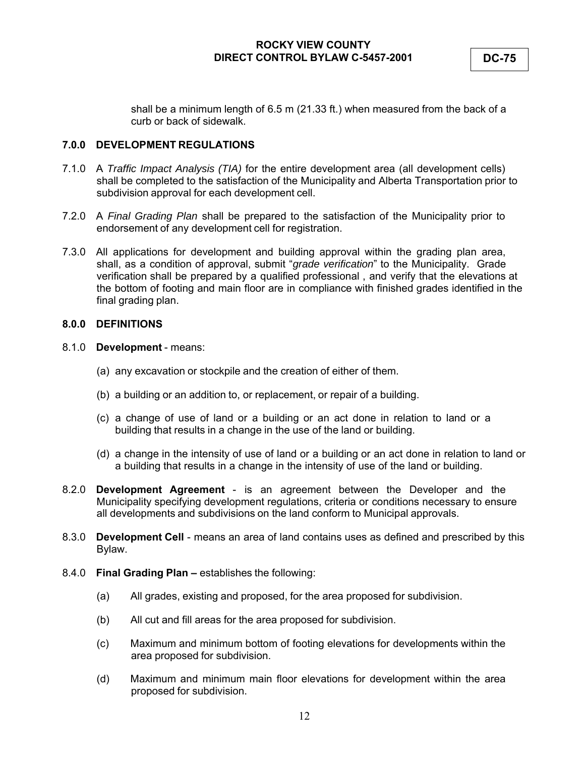shall be a minimum length of 6.5 m (21.33 ft.) when measured from the back of a curb or back of sidewalk.

## 7.0.0 DEVELOPMENT REGULATIONS

7.1.0 A *Traffic Impact Analysis (TIA)* for the entire development area (all development cells) shall be completed to the satisfaction of the Municipality and Alberta Transportation prior to subdivision approval for each development cell.

7.2.0 A *Final Grading Plan* shall be prepared to the satisfaction of the Municipality prior to endorsement of any development cell for registration.

7.3.0 All applications for development and building approval within the grading plan area, shall, as a condition of approval, submit "*grade verification*" to the Municipality. Grade verification shall be prepared by a qualified professional , and verify that the elevations at the bottom of footing and main floor are in compliance with finished grades identified in the final grading plan.

## 8.0.0 DEFINITIONS

8.1.0 **Development** - means:

(a) any excavation or stockpile and the creation of either of them.

(b) a building or an addition to, or replacement, or repair of a building.

(c) a change of use of land or a building or an act done in relation to land or a building that results in a change in the use of the land or building.

(d) a change in the intensity of use of land or a building or an act done in relation to land or a building that results in a change in the intensity of use of the land or building.

8.2.0 **Development Agreement** - is an agreement between the Developer and the Municipality specifying development regulations, criteria or conditions necessary to ensure all developments and subdivisions on the land conform to Municipal approvals.

8.3.0 **Development Cell** - means an area of land contains uses as defined and prescribed by this Bylaw.

8.4.0 **Final Grading Plan –** establishes the following:

(a) All grades, existing and proposed, for the area proposed for subdivision.

(b) All cut and fill areas for the area proposed for subdivision.

(c) Maximum and minimum bottom of footing elevations for developments within the area proposed for subdivision.

(d) Maximum and minimum main floor elevations for development within the area proposed for subdivision.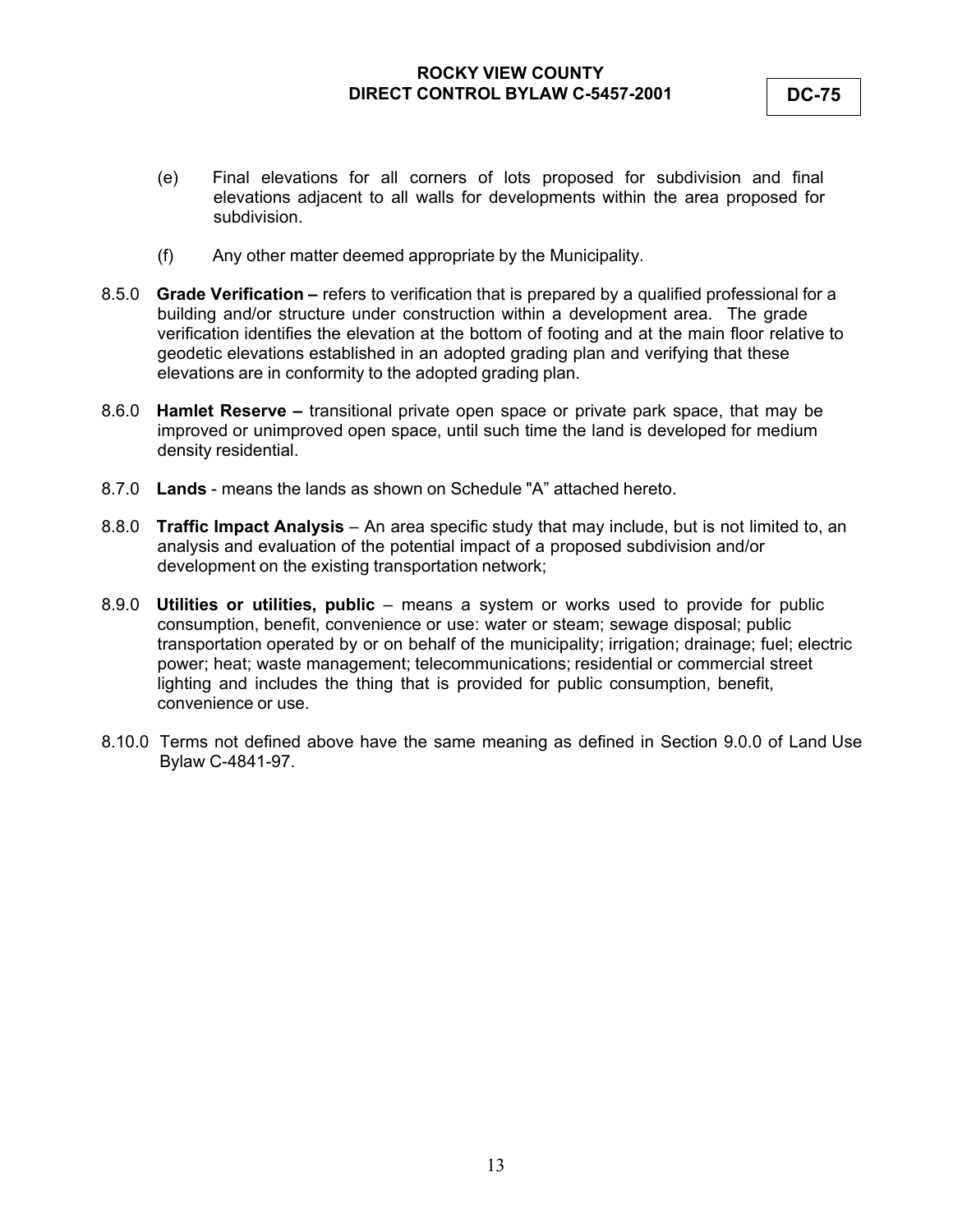(e) Final elevations for all corners of lots proposed for subdivision and final elevations adjacent to all walls for developments within the area proposed for subdivision.

(f) Any other matter deemed appropriate by the Municipality.

8.5.0 **Grade Verification –** refers to verification that is prepared by a qualified professional for a building and/or structure under construction within a development area. The grade verification identifies the elevation at the bottom of footing and at the main floor relative to geodetic elevations established in an adopted grading plan and verifying that these elevations are in conformity to the adopted grading plan.

8.6.0 **Hamlet Reserve –** transitional private open space or private park space, that may be improved or unimproved open space, until such time the land is developed for medium density residential.

8.7.0 **Lands** - means the lands as shown on Schedule "A" attached hereto.

8.8.0 **Traffic Impact Analysis** – An area specific study that may include, but is not limited to, an analysis and evaluation of the potential impact of a proposed subdivision and/or development on the existing transportation network;

8.9.0 **Utilities or utilities, public** – means a system or works used to provide for public consumption, benefit, convenience or use: water or steam; sewage disposal; public transportation operated by or on behalf of the municipality; irrigation; drainage; fuel; electric power; heat; waste management; telecommunications; residential or commercial street lighting and includes the thing that is provided for public consumption, benefit, convenience or use.

8.10.0 Terms not defined above have the same meaning as defined in Section 9.0.0 of Land Use Bylaw C-4841-97.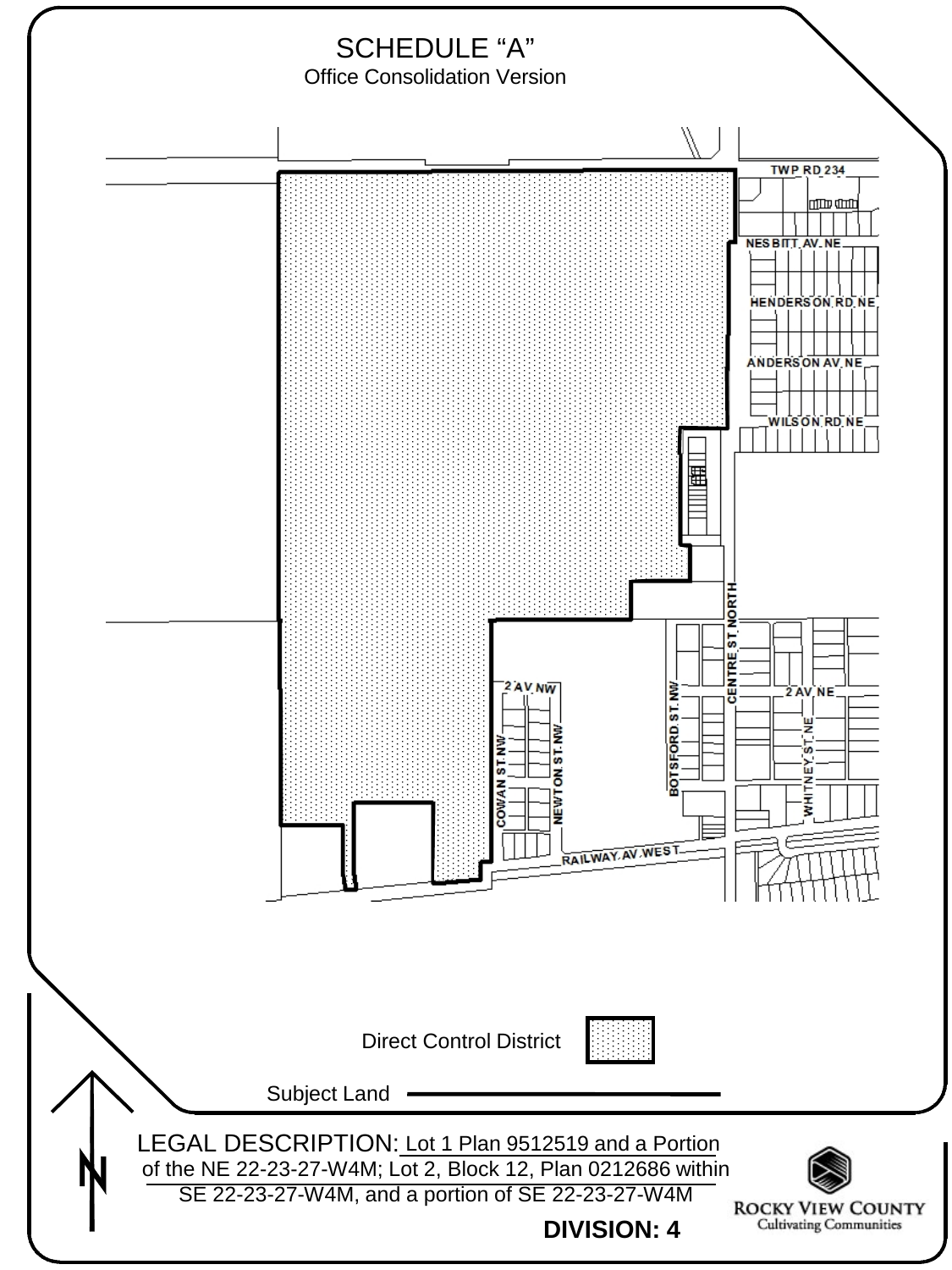# SCHEDULE "A"

Office Consolidation Version

TWP RD 234

NESBITT AV NE

HENDERSON RD NE

ANDERSON AV NE

WILSON RD NE

CENTRE ST NORTH

2 AV NW

2 AV NE

COWAN ST NW

NEWTON ST NW

BOTSFORD ST NW

WHITNEY ST NE

RAILWAY AV WEST

Direct Control District

Subject Land

LEGAL DESCRIPTION: Lot 1 Plan 9512519 and a Portion of the NE 22-23-27-W4M; Lot 2, Block 12, Plan 0212686 within SE 22-23-27-W4M, and a portion of SE 22-23-27-W4M

**DIVISION: 4**

ROCKY VIEW COUNTY
Cultivating Communities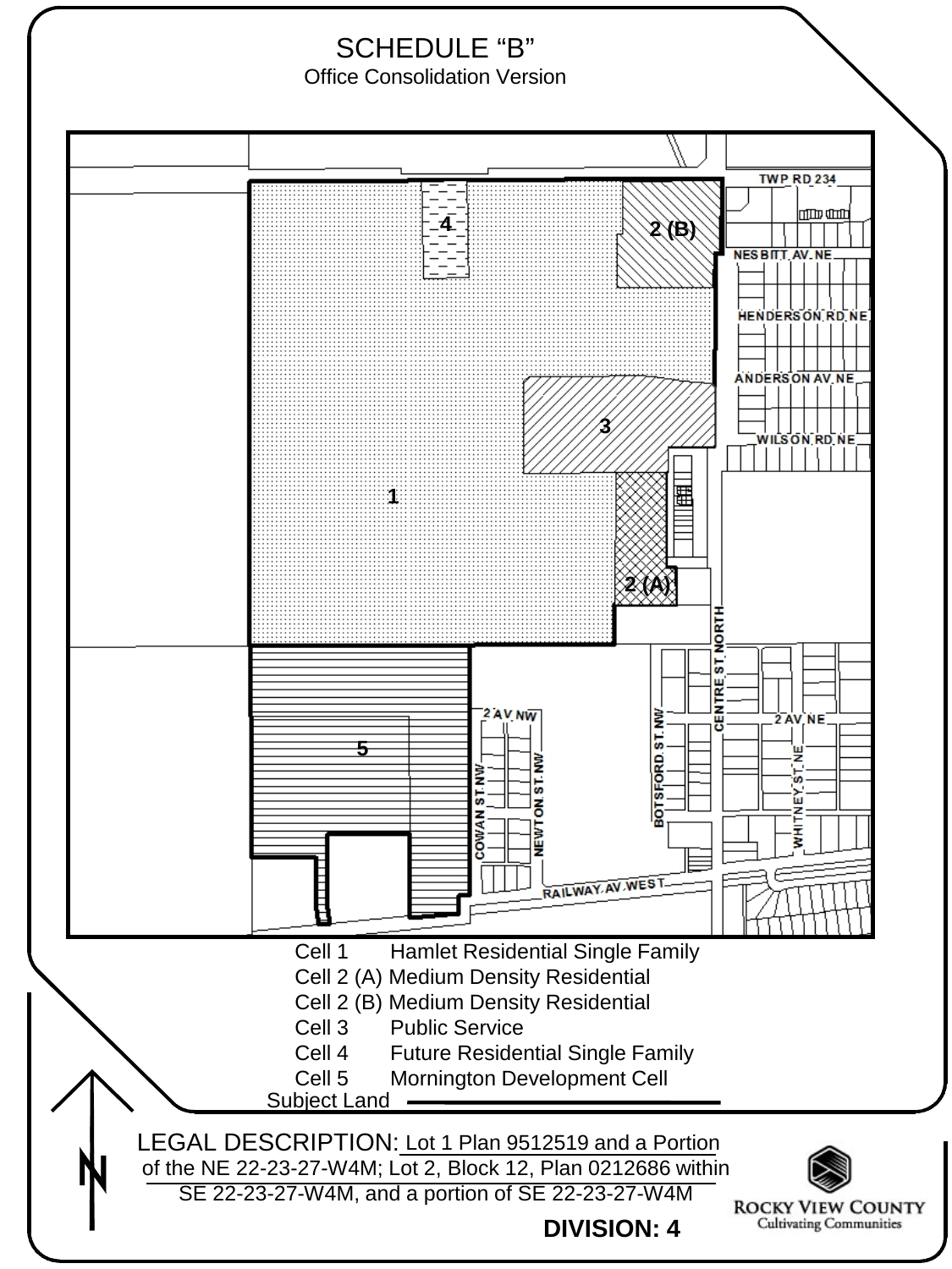# SCHEDULE "B"

Office Consolidation Version

TWP RD 234

NESBITT AV NE

HENDERSON RD NE

ANDERSON AV NE

WILSON RD NE

CENTRE ST NORTH

2 AV NE

WHITNEY ST NE

BOTSFORD ST NW

2 AV NW

COWAN ST NW

NEWTON ST NW

RAILWAY AV WEST

1

2 (A)

2 (B)

3

4

5

Cell 1 Hamlet Residential Single Family
Cell 2 (A) Medium Density Residential
Cell 2 (B) Medium Density Residential
Cell 3 Public Service
Cell 4 Future Residential Single Family
Cell 5 Mornington Development Cell

Subject Land

N

LEGAL DESCRIPTION: Lot 1 Plan 9512519 and a Portion of the NE 22-23-27-W4M; Lot 2, Block 12, Plan 0212686 within SE 22-23-27-W4M, and a portion of SE 22-23-27-W4M

**DIVISION: 4**

ROCKY VIEW COUNTY
Cultivating Communities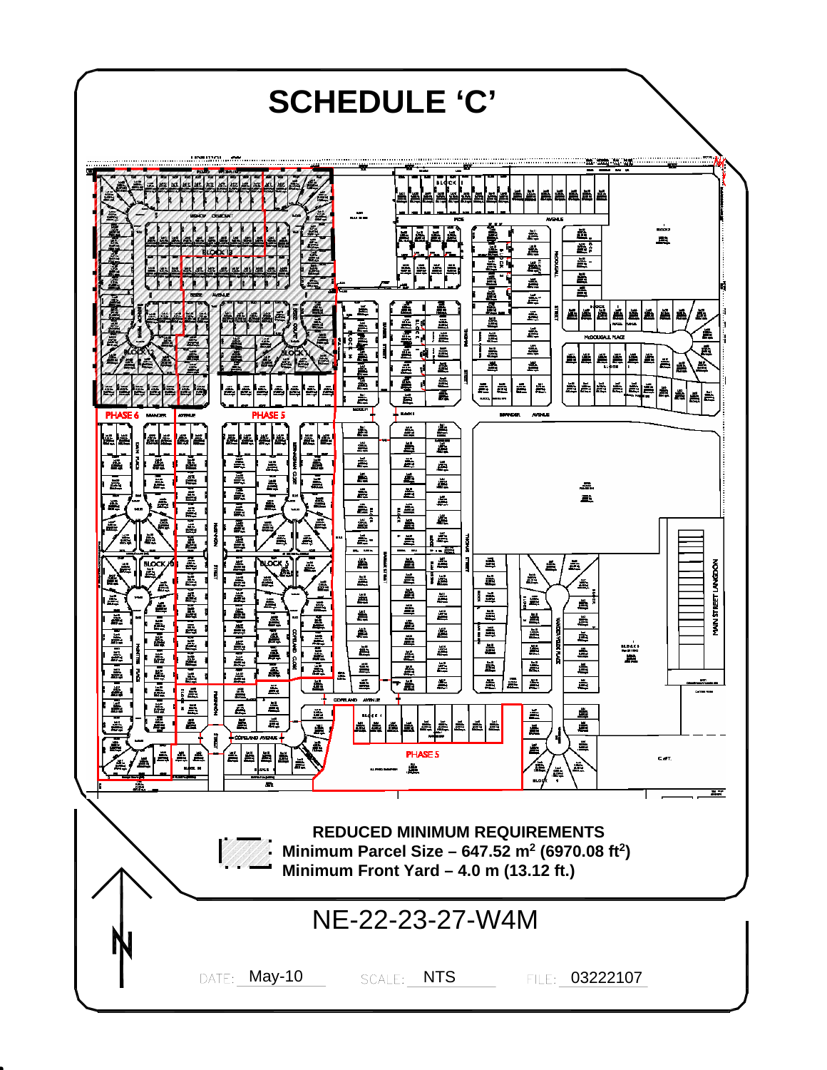# SCHEDULE 'C'

PHASE 6

PHASE 5

PHASE 5

BLOCK 13

BLOCK 12

BLOCK 11

BLOCK 10

BLOCK 5

MAIN STREET LANGDON

**REDUCED MINIMUM REQUIREMENTS**

**Minimum Parcel Size – 647.52 m² (6970.08 ft²)**

**Minimum Front Yard – 4.0 m (13.12 ft.)**

NE-22-23-27-W4M

DATE: May-10 SCALE: NTS FILE: 03222107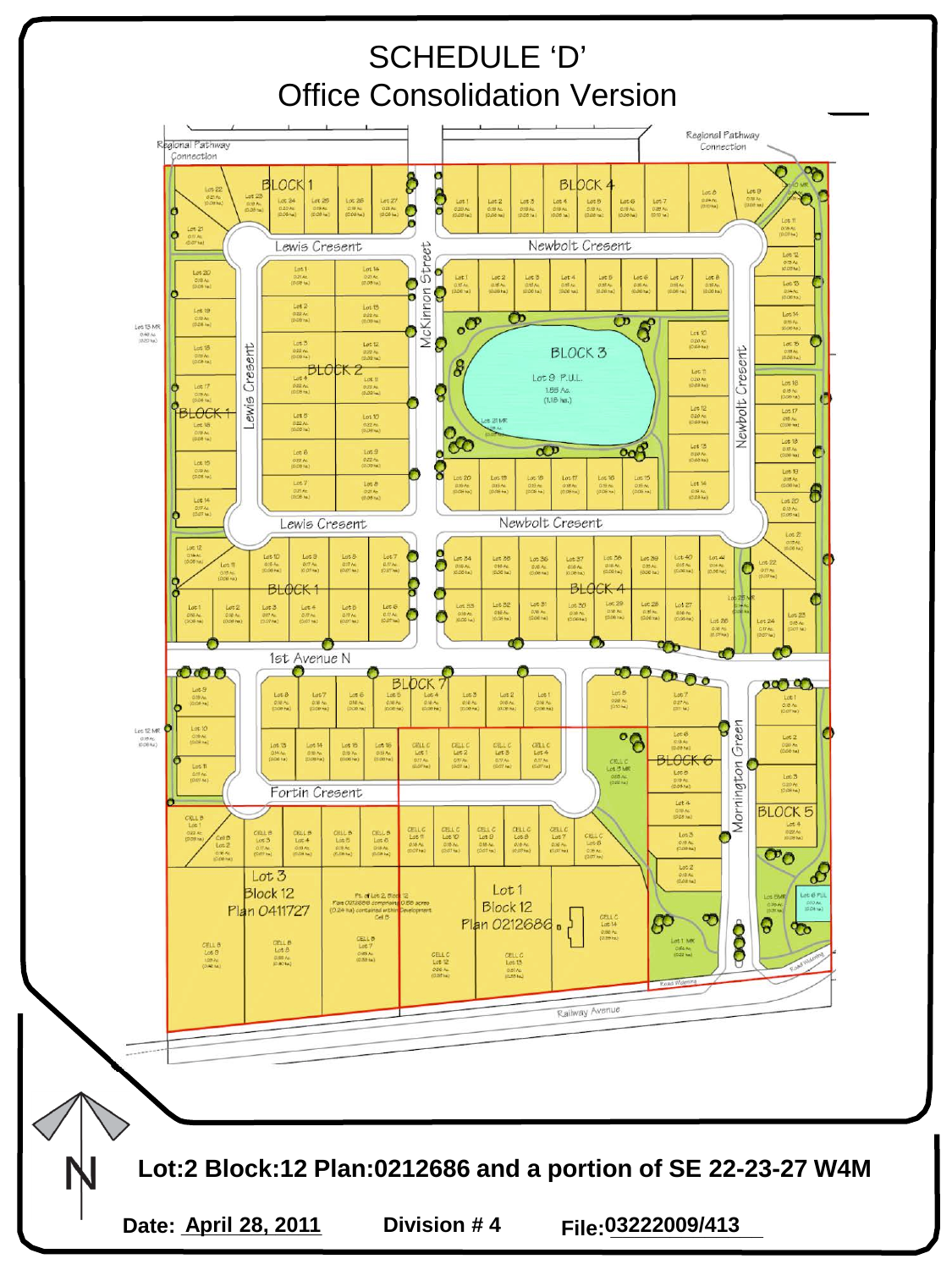# SCHEDULE 'D'
## Office Consolidation Version

**Lot:2 Block:12 Plan:0212686 and a portion of SE 22-23-27 W4M**

**Date:** April 28, 2011 **Division # 4** **File:** 03222009/413